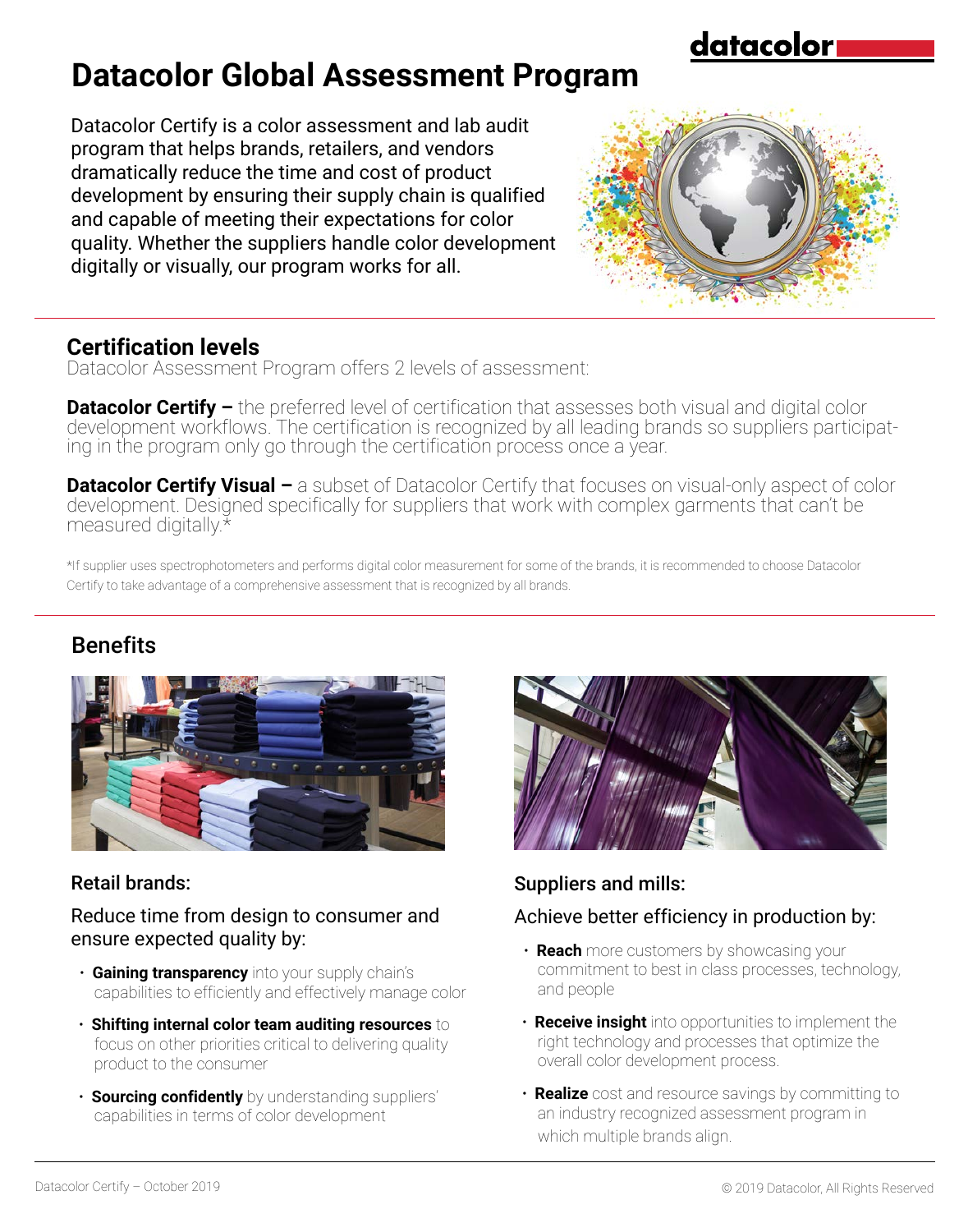# Datacolor Global Assessment Program

Datacolor Certify is a color assessment and lab audit program that helps brands, retailers, and vendors dramatically reduce the time and cost of product development by ensuring their supply chain is qualified and capable of meeting their expectations for color quality. Whether the suppliers handle color development digitally or visually, our program works for all.

## Certification levels

Datacolor Assessment Program offers 2 levels of assessment:

**Datacolor Certify –** the preferred level of certification that assesses both visual and digital color development workflows. The certification is recognized by all leading brands so suppliers participating in the program only go through the certification process once a year.

**Datacolor Certify Visual –** a subset of Datacolor Certify that focuses on visual-only aspect of color development. Designed specifically for suppliers that work with complex garments that can't be measured digitally.*

*If supplier uses spectrophotometers and performs digital color measurement for some of the brands, it is recommended to choose Datacolor Certify to take advantage of a comprehensive assessment that is recognized by all brands.

## Benefits

### Retail brands:

Reduce time from design to consumer and ensure expected quality by:

- **Gaining transparency** into your supply chain's capabilities to efficiently and effectively manage color
- **Shifting internal color team auditing resources** to focus on other priorities critical to delivering quality product to the consumer
- **Sourcing confidently** by understanding suppliers' capabilities in terms of color development

### Suppliers and mills:

Achieve better efficiency in production by:

- **Reach** more customers by showcasing your commitment to best in class processes, technology, and people
- **Receive insight** into opportunities to implement the right technology and processes that optimize the overall color development process.
- **Realize** cost and resource savings by committing to an industry recognized assessment program in which multiple brands align.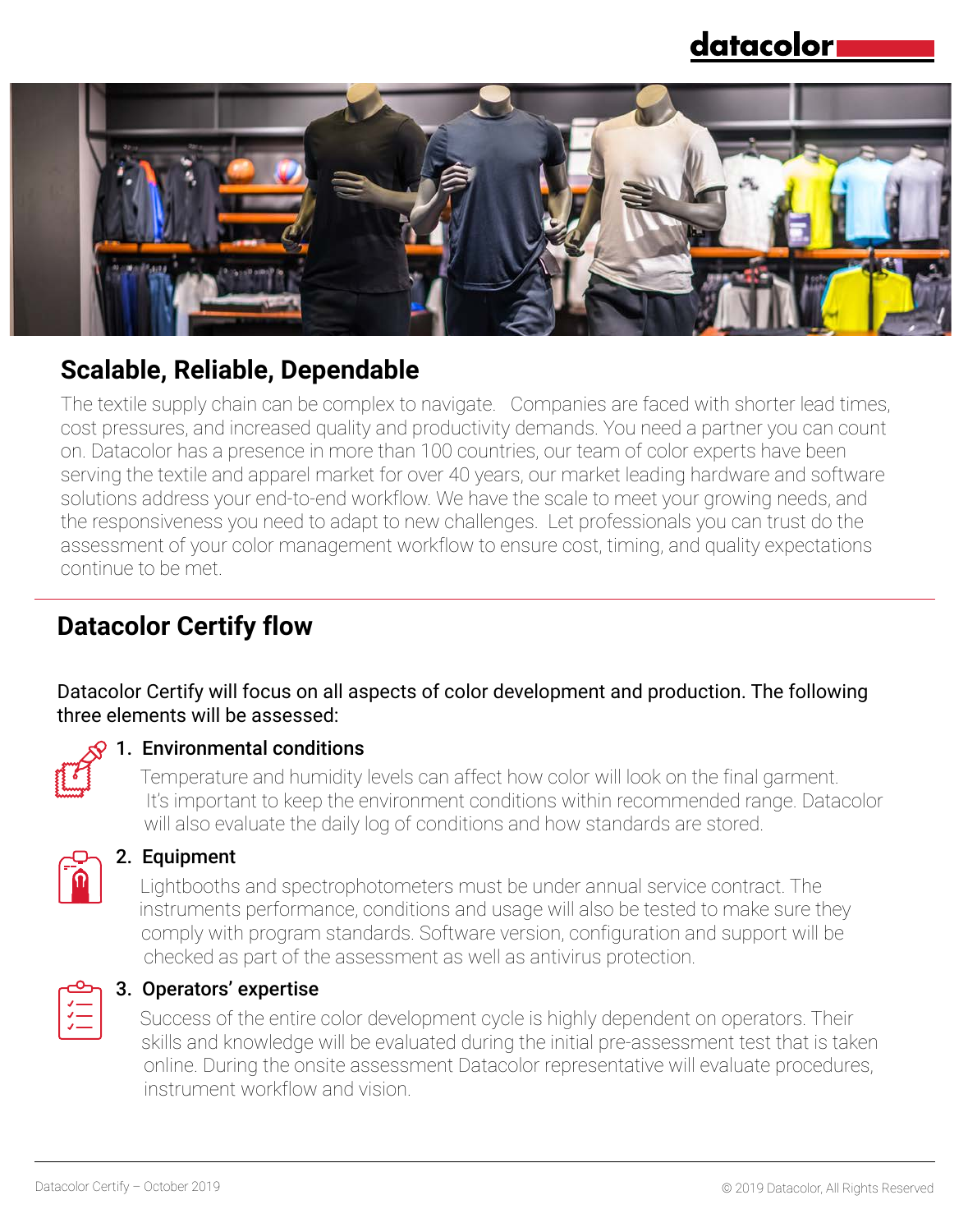## Scalable, Reliable, Dependable

The textile supply chain can be complex to navigate. Companies are faced with shorter lead times, cost pressures, and increased quality and productivity demands. You need a partner you can count on. Datacolor has a presence in more than 100 countries, our team of color experts have been serving the textile and apparel market for over 40 years, our market leading hardware and software solutions address your end-to-end workflow. We have the scale to meet your growing needs, and the responsiveness you need to adapt to new challenges. Let professionals you can trust do the assessment of your color management workflow to ensure cost, timing, and quality expectations continue to be met.

## Datacolor Certify flow

Datacolor Certify will focus on all aspects of color development and production. The following three elements will be assessed:

1. **Environmental conditions**

   Temperature and humidity levels can affect how color will look on the final garment. It's important to keep the environment conditions within recommended range. Datacolor will also evaluate the daily log of conditions and how standards are stored.

2. **Equipment**

   Lightbooths and spectrophotometers must be under annual service contract. The instruments performance, conditions and usage will also be tested to make sure they comply with program standards. Software version, configuration and support will be checked as part of the assessment as well as antivirus protection.

3. **Operators' expertise**

   Success of the entire color development cycle is highly dependent on operators. Their skills and knowledge will be evaluated during the initial pre-assessment test that is taken online. During the onsite assessment Datacolor representative will evaluate procedures, instrument workflow and vision.